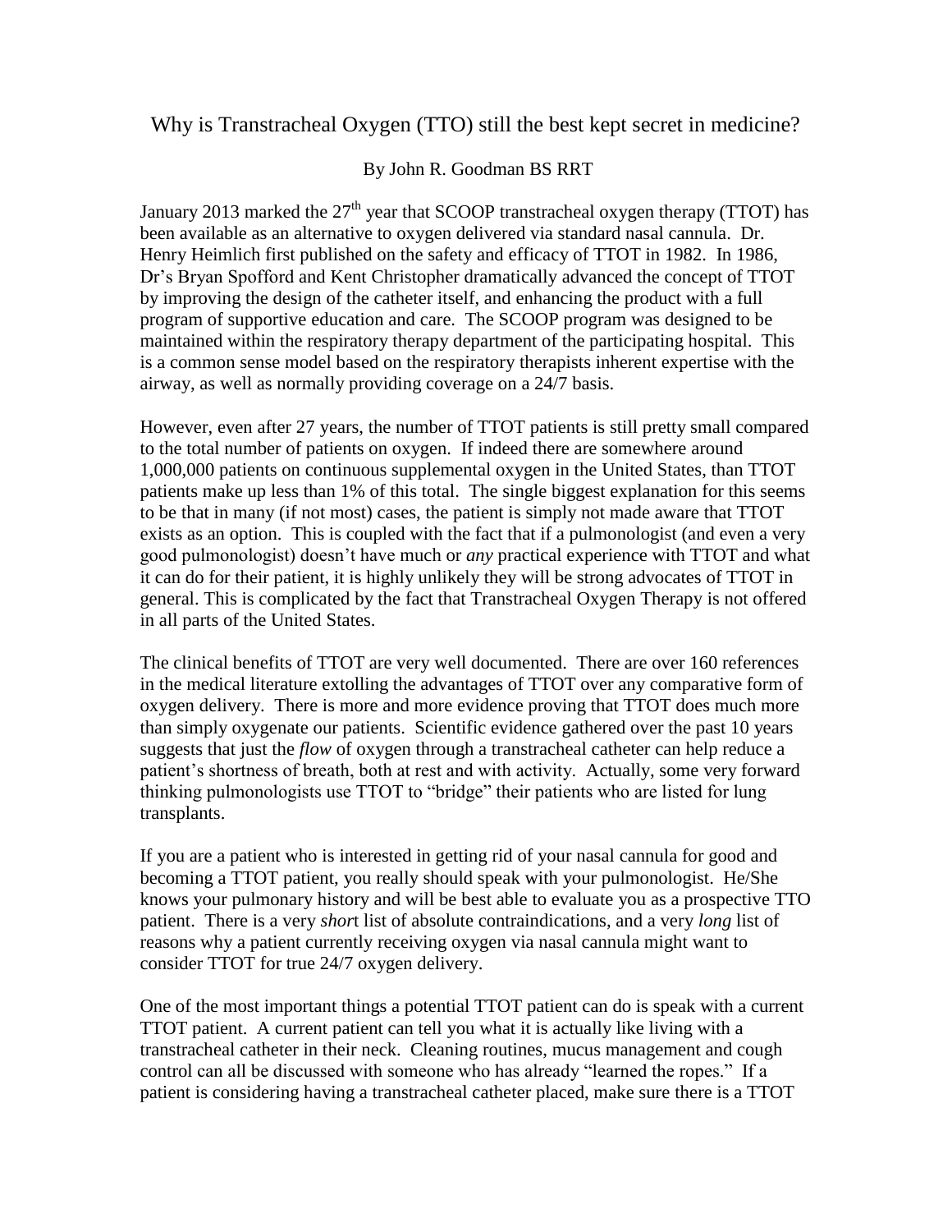# Why is Transtracheal Oxygen (TTO) still the best kept secret in medicine?

By John R. Goodman BS RRT

January 2013 marked the 27th year that SCOOP transtracheal oxygen therapy (TTOT) has been available as an alternative to oxygen delivered via standard nasal cannula. Dr. Henry Heimlich first published on the safety and efficacy of TTOT in 1982. In 1986, Dr's Bryan Spofford and Kent Christopher dramatically advanced the concept of TTOT by improving the design of the catheter itself, and enhancing the product with a full program of supportive education and care. The SCOOP program was designed to be maintained within the respiratory therapy department of the participating hospital. This is a common sense model based on the respiratory therapists inherent expertise with the airway, as well as normally providing coverage on a 24/7 basis.

However, even after 27 years, the number of TTOT patients is still pretty small compared to the total number of patients on oxygen. If indeed there are somewhere around 1,000,000 patients on continuous supplemental oxygen in the United States, than TTOT patients make up less than 1% of this total. The single biggest explanation for this seems to be that in many (if not most) cases, the patient is simply not made aware that TTOT exists as an option. This is coupled with the fact that if a pulmonologist (and even a very good pulmonologist) doesn't have much or *any* practical experience with TTOT and what it can do for their patient, it is highly unlikely they will be strong advocates of TTOT in general. This is complicated by the fact that Transtracheal Oxygen Therapy is not offered in all parts of the United States.

The clinical benefits of TTOT are very well documented. There are over 160 references in the medical literature extolling the advantages of TTOT over any comparative form of oxygen delivery. There is more and more evidence proving that TTOT does much more than simply oxygenate our patients. Scientific evidence gathered over the past 10 years suggests that just the *flow* of oxygen through a transtracheal catheter can help reduce a patient's shortness of breath, both at rest and with activity. Actually, some very forward thinking pulmonologists use TTOT to "bridge" their patients who are listed for lung transplants.

If you are a patient who is interested in getting rid of your nasal cannula for good and becoming a TTOT patient, you really should speak with your pulmonologist. He/She knows your pulmonary history and will be best able to evaluate you as a prospective TTO patient. There is a very *short* list of absolute contraindications, and a very *long* list of reasons why a patient currently receiving oxygen via nasal cannula might want to consider TTOT for true 24/7 oxygen delivery.

One of the most important things a potential TTOT patient can do is speak with a current TTOT patient. A current patient can tell you what it is actually like living with a transtracheal catheter in their neck. Cleaning routines, mucus management and cough control can all be discussed with someone who has already "learned the ropes." If a patient is considering having a transtracheal catheter placed, make sure there is a TTOT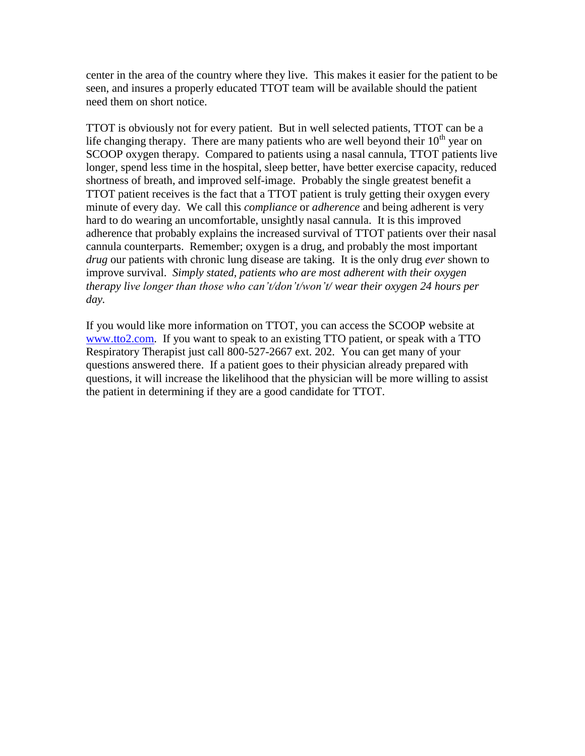center in the area of the country where they live. This makes it easier for the patient to be seen, and insures a properly educated TTOT team will be available should the patient need them on short notice.

TTOT is obviously not for every patient. But in well selected patients, TTOT can be a life changing therapy. There are many patients who are well beyond their $10^{th}$ year on SCOOP oxygen therapy. Compared to patients using a nasal cannula, TTOT patients live longer, spend less time in the hospital, sleep better, have better exercise capacity, reduced shortness of breath, and improved self-image. Probably the single greatest benefit a TTOT patient receives is the fact that a TTOT patient is truly getting their oxygen every minute of every day. We call this *compliance* or *adherence* and being adherent is very hard to do wearing an uncomfortable, unsightly nasal cannula. It is this improved adherence that probably explains the increased survival of TTOT patients over their nasal cannula counterparts. Remember; oxygen is a drug, and probably the most important *drug* our patients with chronic lung disease are taking. It is the only drug *ever* shown to improve survival. *Simply stated, patients who are most adherent with their oxygen therapy live longer than those who can't/don't/won't/ wear their oxygen 24 hours per day.*

If you would like more information on TTOT, you can access the SCOOP website at [www.tto2.com](http://www.tto2.com). If you want to speak to an existing TTO patient, or speak with a TTO Respiratory Therapist just call 800-527-2667 ext. 202. You can get many of your questions answered there. If a patient goes to their physician already prepared with questions, it will increase the likelihood that the physician will be more willing to assist the patient in determining if they are a good candidate for TTOT.